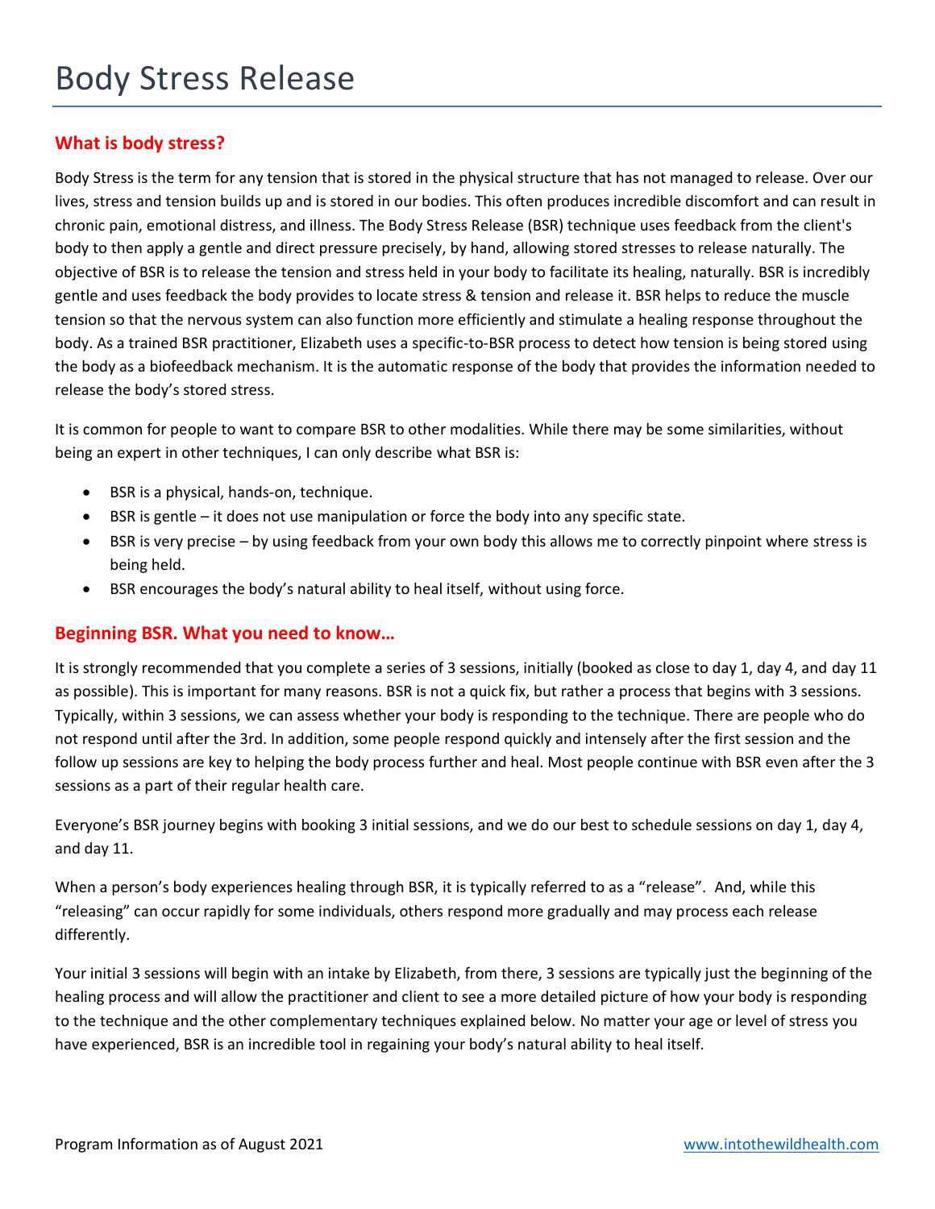# Body Stress Release

## What is body stress?

Body Stress is the term for any tension that is stored in the physical structure that has not managed to release. Over our lives, stress and tension builds up and is stored in our bodies. This often produces incredible discomfort and can result in chronic pain, emotional distress, and illness. The Body Stress Release (BSR) technique uses feedback from the client's body to then apply a gentle and direct pressure precisely, by hand, allowing stored stresses to release naturally. The objective of BSR is to release the tension and stress held in your body to facilitate its healing, naturally. BSR is incredibly gentle and uses feedback the body provides to locate stress & tension and release it. BSR helps to reduce the muscle tension so that the nervous system can also function more efficiently and stimulate a healing response throughout the body. As a trained BSR practitioner, Elizabeth uses a specific-to-BSR process to detect how tension is being stored using the body as a biofeedback mechanism. It is the automatic response of the body that provides the information needed to release the body's stored stress.

It is common for people to want to compare BSR to other modalities. While there may be some similarities, without being an expert in other techniques, I can only describe what BSR is:

- BSR is a physical, hands-on, technique.
- BSR is gentle – it does not use manipulation or force the body into any specific state.
- BSR is very precise – by using feedback from your own body this allows me to correctly pinpoint where stress is being held.
- BSR encourages the body's natural ability to heal itself, without using force.

## Beginning BSR. What you need to know…

It is strongly recommended that you complete a series of 3 sessions, initially (booked as close to day 1, day 4, and day 11 as possible). This is important for many reasons. BSR is not a quick fix, but rather a process that begins with 3 sessions. Typically, within 3 sessions, we can assess whether your body is responding to the technique. There are people who do not respond until after the 3rd. In addition, some people respond quickly and intensely after the first session and the follow up sessions are key to helping the body process further and heal. Most people continue with BSR even after the 3 sessions as a part of their regular health care.

Everyone's BSR journey begins with booking 3 initial sessions, and we do our best to schedule sessions on day 1, day 4, and day 11.

When a person's body experiences healing through BSR, it is typically referred to as a "release". And, while this "releasing" can occur rapidly for some individuals, others respond more gradually and may process each release differently.

Your initial 3 sessions will begin with an intake by Elizabeth, from there, 3 sessions are typically just the beginning of the healing process and will allow the practitioner and client to see a more detailed picture of how your body is responding to the technique and the other complementary techniques explained below. No matter your age or level of stress you have experienced, BSR is an incredible tool in regaining your body's natural ability to heal itself.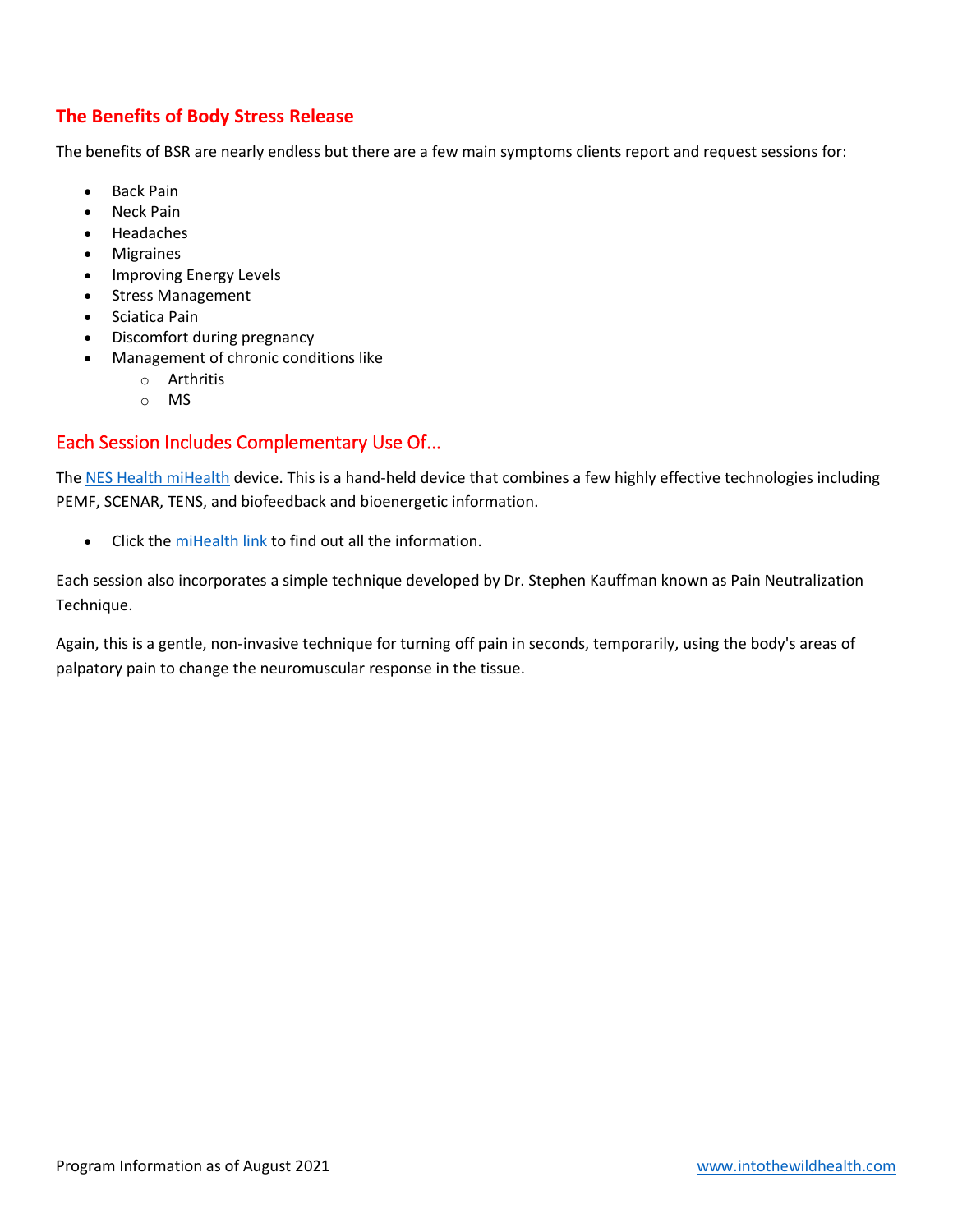## The Benefits of Body Stress Release

The benefits of BSR are nearly endless but there are a few main symptoms clients report and request sessions for:

- Back Pain
- Neck Pain
- Headaches
- Migraines
- Improving Energy Levels
- Stress Management
- Sciatica Pain
- Discomfort during pregnancy
- Management of chronic conditions like
  - Arthritis
  - MS

## Each Session Includes Complementary Use Of...

The NES Health miHealth device. This is a hand-held device that combines a few highly effective technologies including PEMF, SCENAR, TENS, and biofeedback and bioenergetic information.

- Click the miHealth link to find out all the information.

Each session also incorporates a simple technique developed by Dr. Stephen Kauffman known as Pain Neutralization Technique.

Again, this is a gentle, non-invasive technique for turning off pain in seconds, temporarily, using the body's areas of palpatory pain to change the neuromuscular response in the tissue.